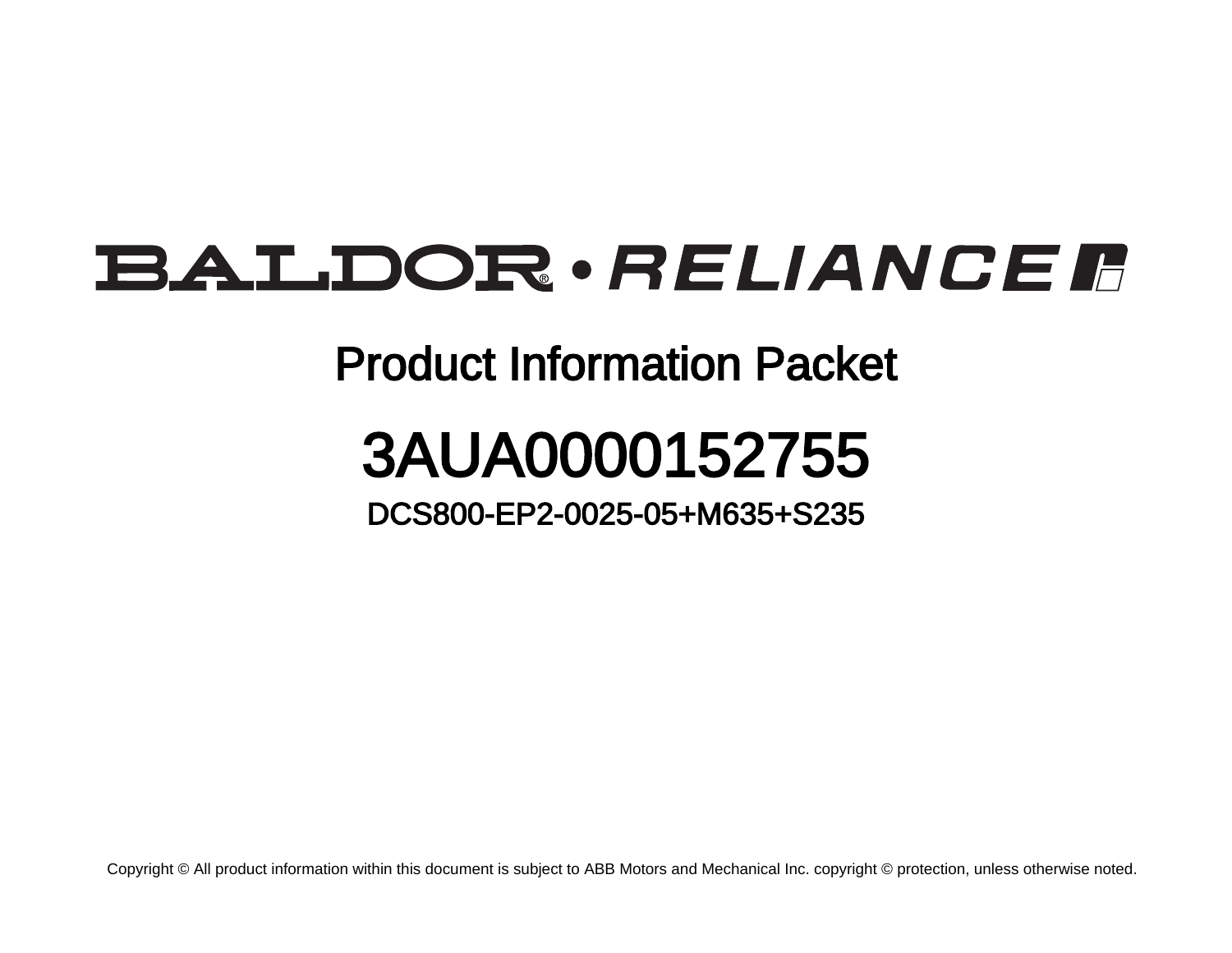BALDOR • RELIANCE

# Product Information Packet

# 3AUA0000152755

## DCS800-EP2-0025-05+M635+S235

Copyright © All product information within this document is subject to ABB Motors and Mechanical Inc. copyright © protection, unless otherwise noted.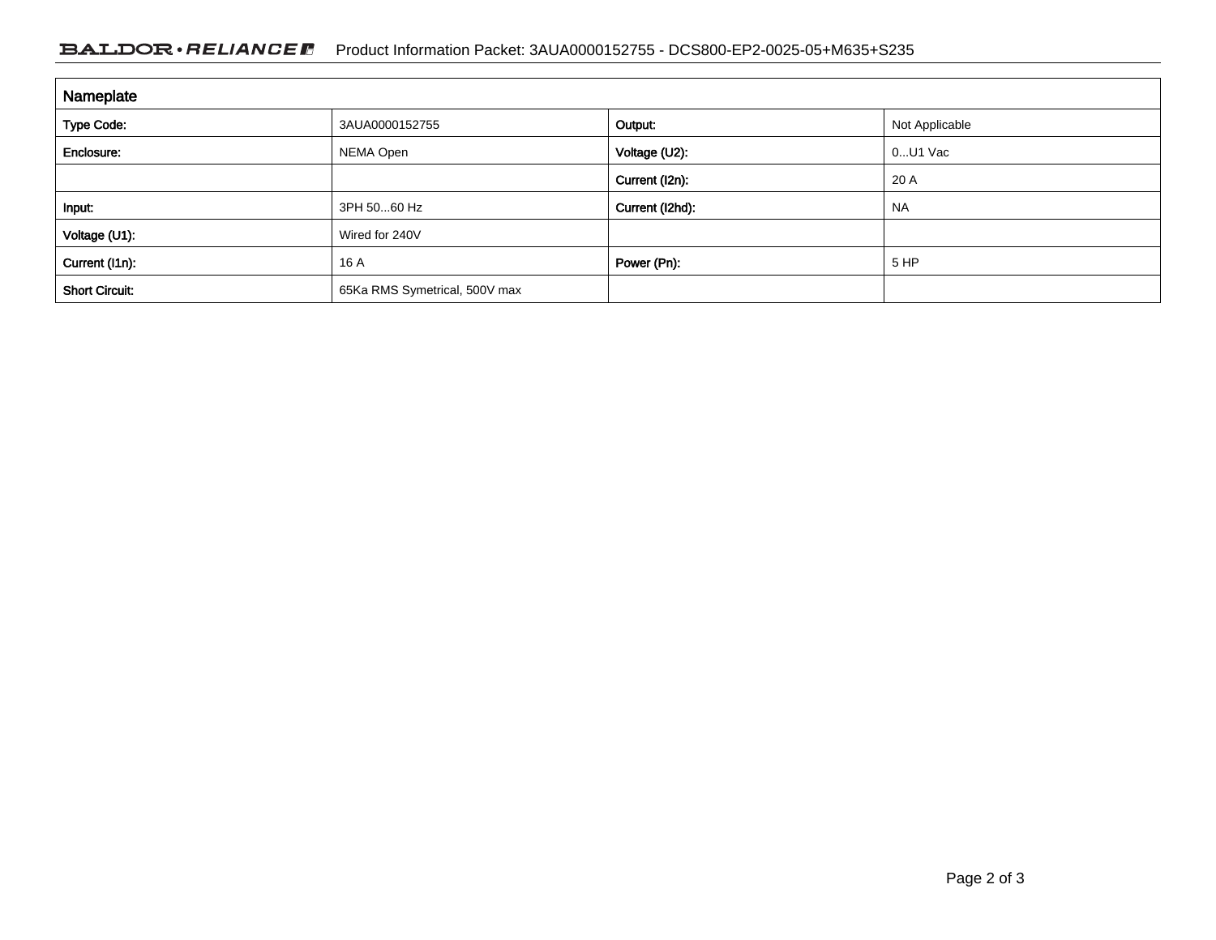## Nameplate

| | | | |
|---|---|---|---|
| **Type Code:** | 3AUA0000152755 | **Output:** | Not Applicable |
| **Enclosure:** | NEMA Open | **Voltage (U2):** | 0...U1 Vac |
| | | **Current (I2n):** | 20 A |
| **Input:** | 3PH 50...60 Hz | **Current (I2hd):** | NA |
| **Voltage (U1):** | Wired for 240V | | |
| **Current (I1n):** | 16 A | **Power (Pn):** | 5 HP |
| **Short Circuit:** | 65Ka RMS Symetrical, 500V max | | |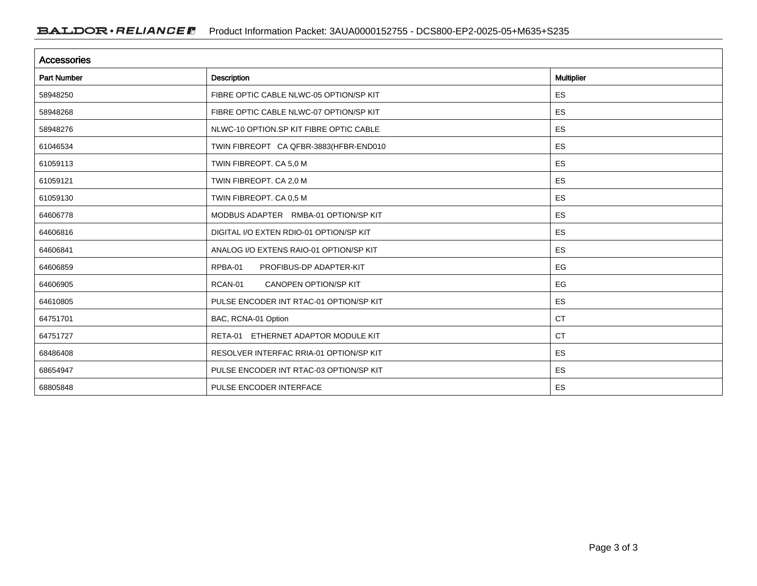## Accessories

| Part Number | Description | Multiplier |
|---|---|---|
| 58948250 | FIBRE OPTIC CABLE NLWC-05 OPTION/SP KIT | ES |
| 58948268 | FIBRE OPTIC CABLE NLWC-07 OPTION/SP KIT | ES |
| 58948276 | NLWC-10 OPTION.SP KIT FIBRE OPTIC CABLE | ES |
| 61046534 | TWIN FIBREOPT CA QFBR-3883(HFBR-END010 | ES |
| 61059113 | TWIN FIBREOPT. CA 5,0 M | ES |
| 61059121 | TWIN FIBREOPT. CA 2,0 M | ES |
| 61059130 | TWIN FIBREOPT. CA 0,5 M | ES |
| 64606778 | MODBUS ADAPTER RMBA-01 OPTION/SP KIT | ES |
| 64606816 | DIGITAL I/O EXTEN RDIO-01 OPTION/SP KIT | ES |
| 64606841 | ANALOG I/O EXTENS RAIO-01 OPTION/SP KIT | ES |
| 64606859 | RPBA-01 PROFIBUS-DP ADAPTER-KIT | EG |
| 64606905 | RCAN-01 CANOPEN OPTION/SP KIT | EG |
| 64610805 | PULSE ENCODER INT RTAC-01 OPTION/SP KIT | ES |
| 64751701 | BAC, RCNA-01 Option | CT |
| 64751727 | RETA-01 ETHERNET ADAPTOR MODULE KIT | CT |
| 68486408 | RESOLVER INTERFAC RRIA-01 OPTION/SP KIT | ES |
| 68654947 | PULSE ENCODER INT RTAC-03 OPTION/SP KIT | ES |
| 68805848 | PULSE ENCODER INTERFACE | ES |